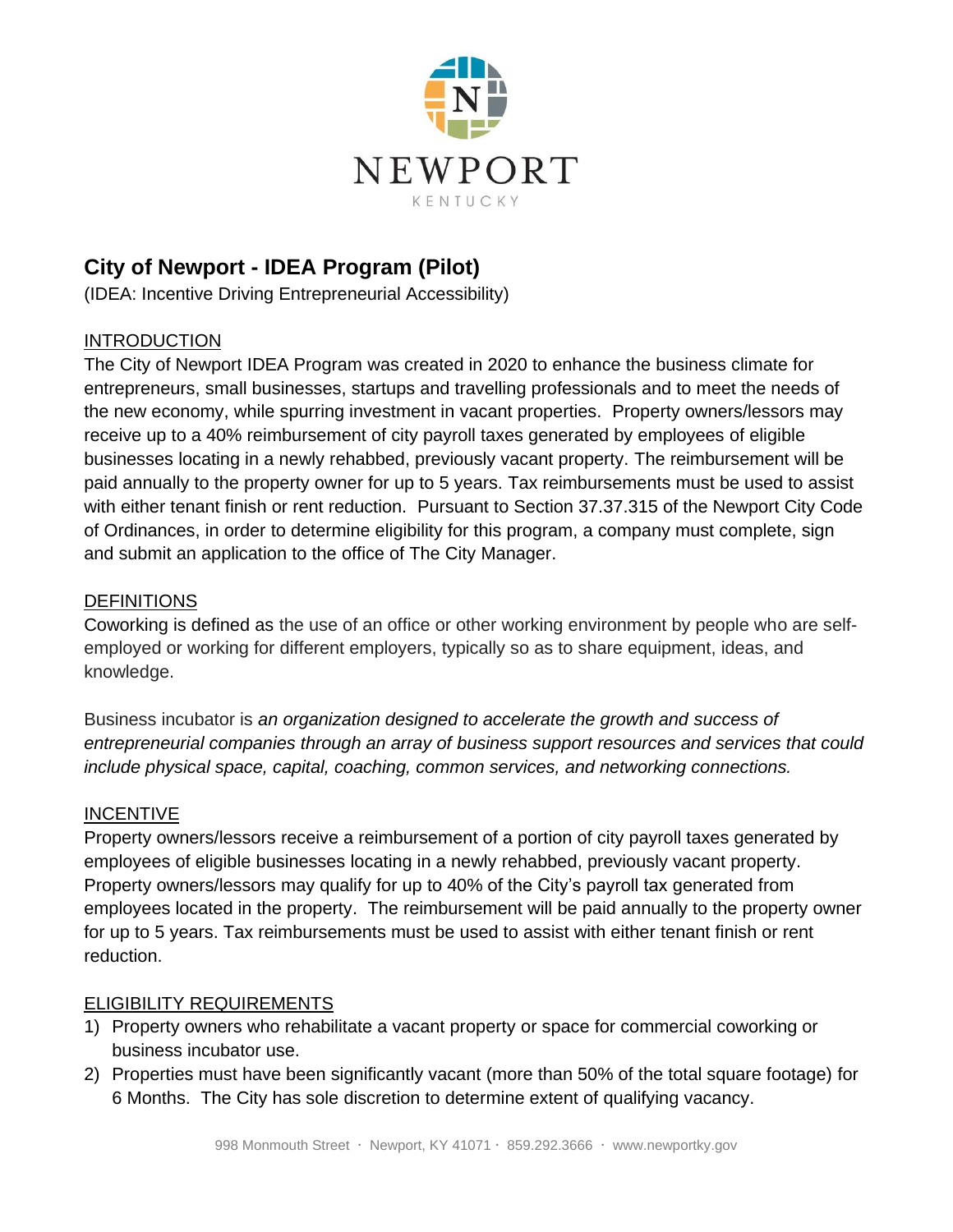NEWPORT

KENTUCKY

# City of Newport - IDEA Program (Pilot)

(IDEA: Incentive Driving Entrepreneurial Accessibility)

## INTRODUCTION

The City of Newport IDEA Program was created in 2020 to enhance the business climate for entrepreneurs, small businesses, startups and travelling professionals and to meet the needs of the new economy, while spurring investment in vacant properties. Property owners/lessors may receive up to a 40% reimbursement of city payroll taxes generated by employees of eligible businesses locating in a newly rehabbed, previously vacant property. The reimbursement will be paid annually to the property owner for up to 5 years. Tax reimbursements must be used to assist with either tenant finish or rent reduction. Pursuant to Section 37.37.315 of the Newport City Code of Ordinances, in order to determine eligibility for this program, a company must complete, sign and submit an application to the office of The City Manager.

## DEFINITIONS

Coworking is defined as the use of an office or other working environment by people who are self-employed or working for different employers, typically so as to share equipment, ideas, and knowledge.

Business incubator is *an organization designed to accelerate the growth and success of entrepreneurial companies through an array of business support resources and services that could include physical space, capital, coaching, common services, and networking connections.*

## INCENTIVE

Property owners/lessors receive a reimbursement of a portion of city payroll taxes generated by employees of eligible businesses locating in a newly rehabbed, previously vacant property. Property owners/lessors may qualify for up to 40% of the City's payroll tax generated from employees located in the property. The reimbursement will be paid annually to the property owner for up to 5 years. Tax reimbursements must be used to assist with either tenant finish or rent reduction.

## ELIGIBILITY REQUIREMENTS

1) Property owners who rehabilitate a vacant property or space for commercial coworking or business incubator use.
2) Properties must have been significantly vacant (more than 50% of the total square footage) for 6 Months. The City has sole discretion to determine extent of qualifying vacancy.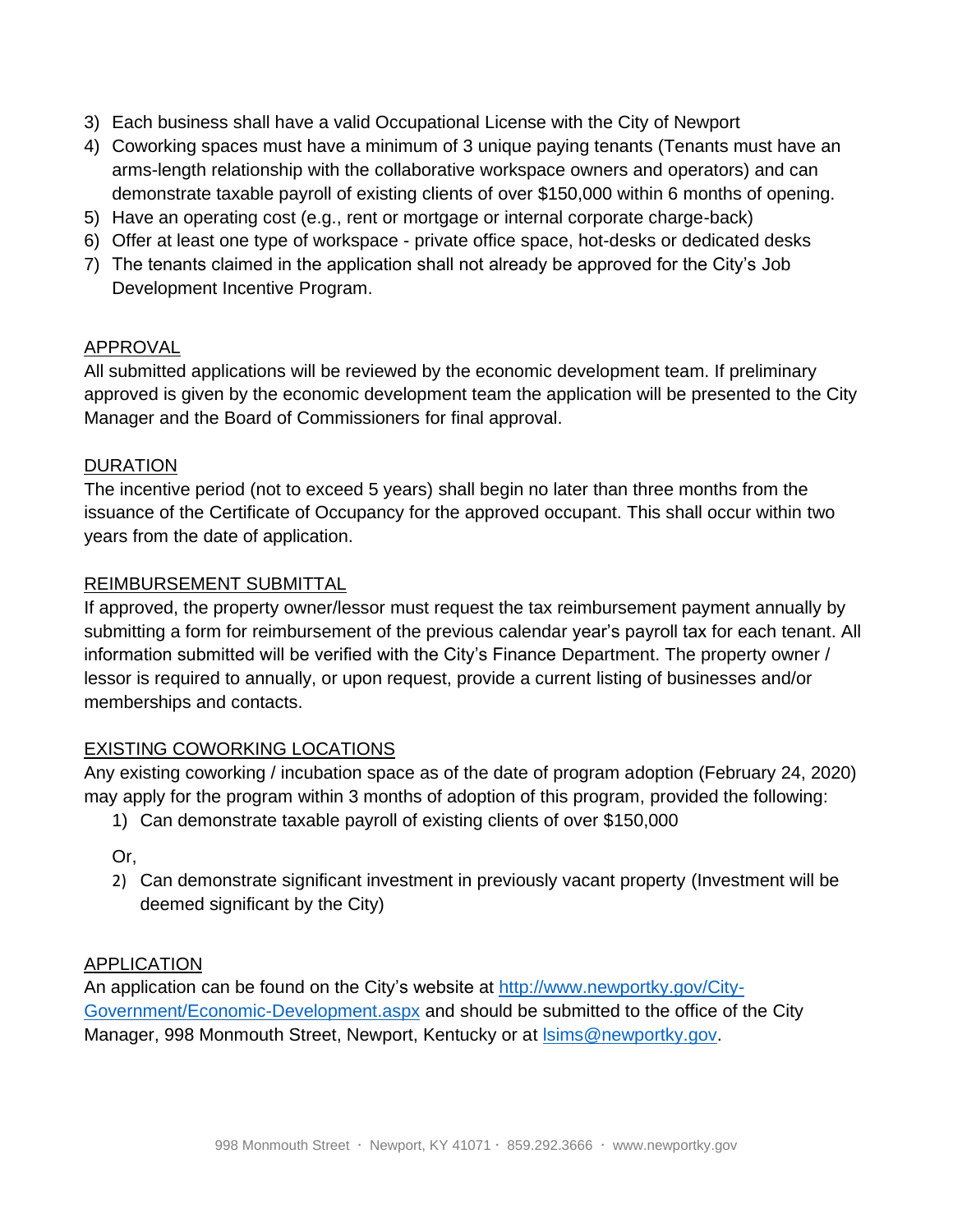3) Each business shall have a valid Occupational License with the City of Newport
4) Coworking spaces must have a minimum of 3 unique paying tenants (Tenants must have an arms-length relationship with the collaborative workspace owners and operators) and can demonstrate taxable payroll of existing clients of over $150,000 within 6 months of opening.
5) Have an operating cost (e.g., rent or mortgage or internal corporate charge-back)
6) Offer at least one type of workspace - private office space, hot-desks or dedicated desks
7) The tenants claimed in the application shall not already be approved for the City's Job Development Incentive Program.

## APPROVAL

All submitted applications will be reviewed by the economic development team. If preliminary approved is given by the economic development team the application will be presented to the City Manager and the Board of Commissioners for final approval.

## DURATION

The incentive period (not to exceed 5 years) shall begin no later than three months from the issuance of the Certificate of Occupancy for the approved occupant. This shall occur within two years from the date of application.

## REIMBURSEMENT SUBMITTAL

If approved, the property owner/lessor must request the tax reimbursement payment annually by submitting a form for reimbursement of the previous calendar year's payroll tax for each tenant. All information submitted will be verified with the City's Finance Department. The property owner / lessor is required to annually, or upon request, provide a current listing of businesses and/or memberships and contacts.

## EXISTING COWORKING LOCATIONS

Any existing coworking / incubation space as of the date of program adoption (February 24, 2020) may apply for the program within 3 months of adoption of this program, provided the following:

1) Can demonstrate taxable payroll of existing clients of over $150,000

Or,

2) Can demonstrate significant investment in previously vacant property (Investment will be deemed significant by the City)

## APPLICATION

An application can be found on the City's website at [http://www.newportky.gov/City-Government/Economic-Development.aspx](http://www.newportky.gov/City-Government/Economic-Development.aspx) and should be submitted to the office of the City Manager, 998 Monmouth Street, Newport, Kentucky or at [lsims@newportky.gov](mailto:lsims@newportky.gov).